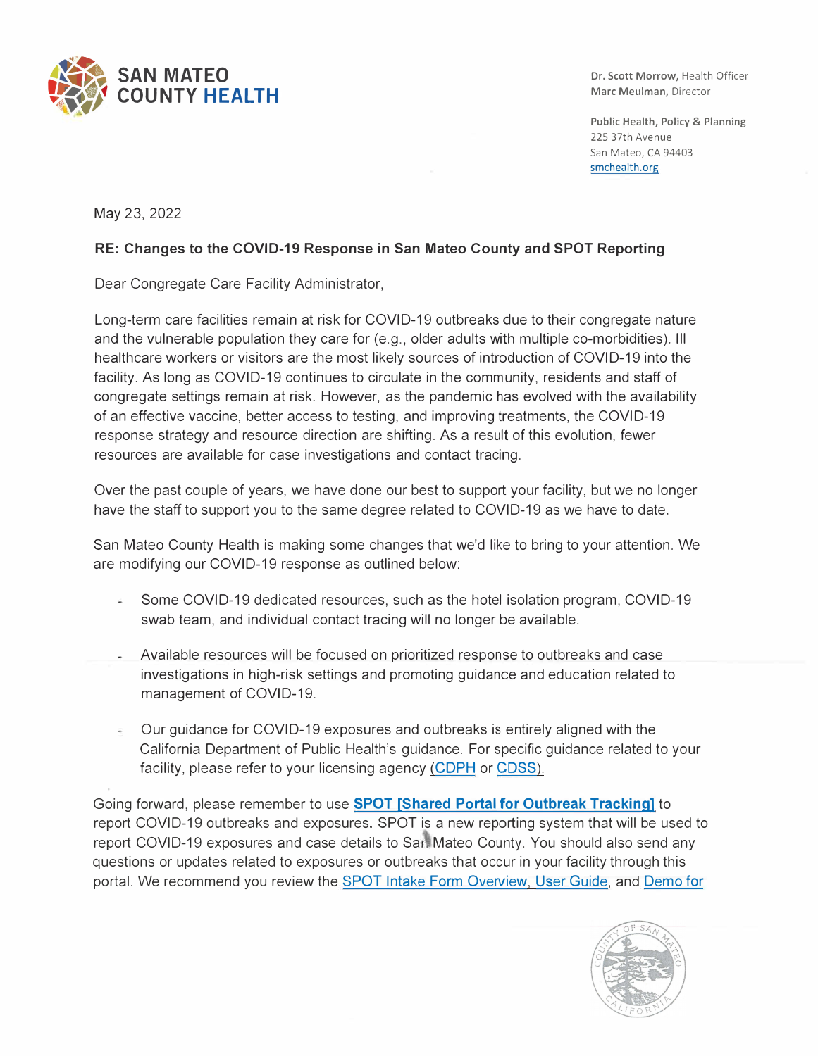**SAN MATEO COUNTY HEALTH**

**Dr. Scott Morrow,** Health Officer
**Marc Meulman,** Director

**Public Health, Policy & Planning**
225 37th Avenue
San Mateo, CA 94403
smchealth.org

May 23, 2022

**RE: Changes to the COVID-19 Response in San Mateo County and SPOT Reporting**

Dear Congregate Care Facility Administrator,

Long-term care facilities remain at risk for COVID-19 outbreaks due to their congregate nature and the vulnerable population they care for (e.g., older adults with multiple co-morbidities). Ill healthcare workers or visitors are the most likely sources of introduction of COVID-19 into the facility. As long as COVID-19 continues to circulate in the community, residents and staff of congregate settings remain at risk. However, as the pandemic has evolved with the availability of an effective vaccine, better access to testing, and improving treatments, the COVID-19 response strategy and resource direction are shifting. As a result of this evolution, fewer resources are available for case investigations and contact tracing.

Over the past couple of years, we have done our best to support your facility, but we no longer have the staff to support you to the same degree related to COVID-19 as we have to date.

San Mateo County Health is making some changes that we'd like to bring to your attention. We are modifying our COVID-19 response as outlined below:

- Some COVID-19 dedicated resources, such as the hotel isolation program, COVID-19 swab team, and individual contact tracing will no longer be available.
- Available resources will be focused on prioritized response to outbreaks and case investigations in high-risk settings and promoting guidance and education related to management of COVID-19.
- Our guidance for COVID-19 exposures and outbreaks is entirely aligned with the California Department of Public Health's guidance. For specific guidance related to your facility, please refer to your licensing agency (CDPH or CDSS).

Going forward, please remember to use **SPOT [Shared Portal for Outbreak Tracking]** to report COVID-19 outbreaks and exposures**.** SPOT is a new reporting system that will be used to report COVID-19 exposures and case details to San Mateo County. You should also send any questions or updates related to exposures or outbreaks that occur in your facility through this portal. We recommend you review the SPOT Intake Form Overview, User Guide, and Demo for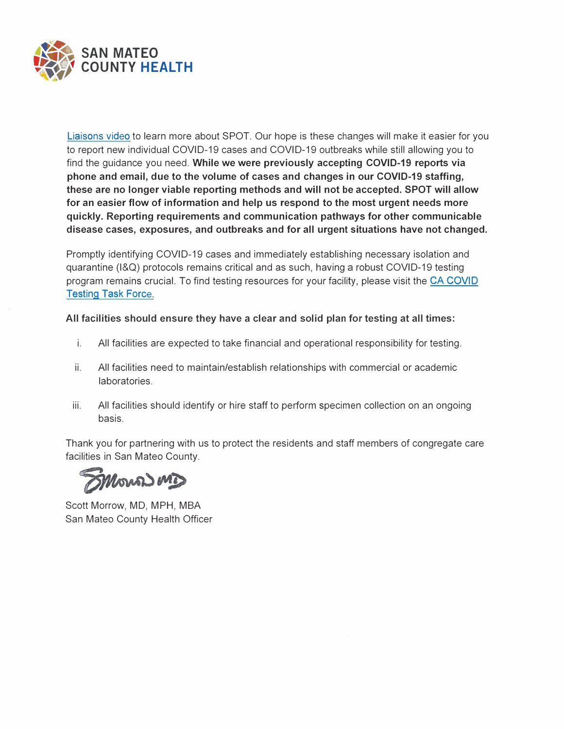Liaisons video to learn more about SPOT. Our hope is these changes will make it easier for you to report new individual COVID-19 cases and COVID-19 outbreaks while still allowing you to find the guidance you need. **While we were previously accepting COVID-19 reports via phone and email, due to the volume of cases and changes in our COVID-19 staffing, these are no longer viable reporting methods and will not be accepted. SPOT will allow for an easier flow of information and help us respond to the most urgent needs more quickly. Reporting requirements and communication pathways for other communicable disease cases, exposures, and outbreaks and for all urgent situations have not changed.**

Promptly identifying COVID-19 cases and immediately establishing necessary isolation and quarantine (I&Q) protocols remains critical and as such, having a robust COVID-19 testing program remains crucial. To find testing resources for your facility, please visit the CA COVID Testing Task Force.

**All facilities should ensure they have a clear and solid plan for testing at all times:**

i. All facilities are expected to take financial and operational responsibility for testing.

ii. All facilities need to maintain/establish relationships with commercial or academic laboratories.

iii. All facilities should identify or hire staff to perform specimen collection on an ongoing basis.

Thank you for partnering with us to protect the residents and staff members of congregate care facilities in San Mateo County.

Scott Morrow, MD, MPH, MBA
San Mateo County Health Officer